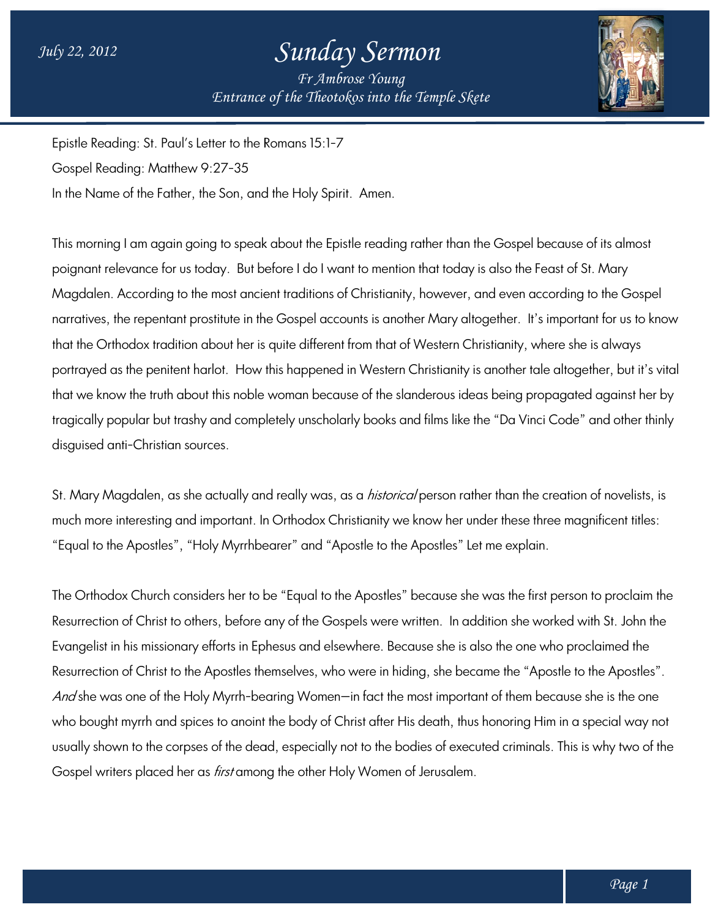July 22, 2012

# Sunday Sermon

*Fr Ambrose Young*

*Entrance of the Theotokos into the Temple Skete*

Epistle Reading: St. Paul's Letter to the Romans 15:1-7

Gospel Reading: Matthew 9:27-35

In the Name of the Father, the Son, and the Holy Spirit. Amen.

This morning I am again going to speak about the Epistle reading rather than the Gospel because of its almost poignant relevance for us today. But before I do I want to mention that today is also the Feast of St. Mary Magdalen. According to the most ancient traditions of Christianity, however, and even according to the Gospel narratives, the repentant prostitute in the Gospel accounts is another Mary altogether. It's important for us to know that the Orthodox tradition about her is quite different from that of Western Christianity, where she is always portrayed as the penitent harlot. How this happened in Western Christianity is another tale altogether, but it's vital that we know the truth about this noble woman because of the slanderous ideas being propagated against her by tragically popular but trashy and completely unscholarly books and films like the "Da Vinci Code" and other thinly disguised anti-Christian sources.

St. Mary Magdalen, as she actually and really was, as a *historical* person rather than the creation of novelists, is much more interesting and important. In Orthodox Christianity we know her under these three magnificent titles: "Equal to the Apostles", "Holy Myrrhbearer" and "Apostle to the Apostles" Let me explain.

The Orthodox Church considers her to be "Equal to the Apostles" because she was the first person to proclaim the Resurrection of Christ to others, before any of the Gospels were written. In addition she worked with St. John the Evangelist in his missionary efforts in Ephesus and elsewhere. Because she is also the one who proclaimed the Resurrection of Christ to the Apostles themselves, who were in hiding, she became the "Apostle to the Apostles". *And* she was one of the Holy Myrrh-bearing Women—in fact the most important of them because she is the one who bought myrrh and spices to anoint the body of Christ after His death, thus honoring Him in a special way not usually shown to the corpses of the dead, especially not to the bodies of executed criminals. This is why two of the Gospel writers placed her as *first* among the other Holy Women of Jerusalem.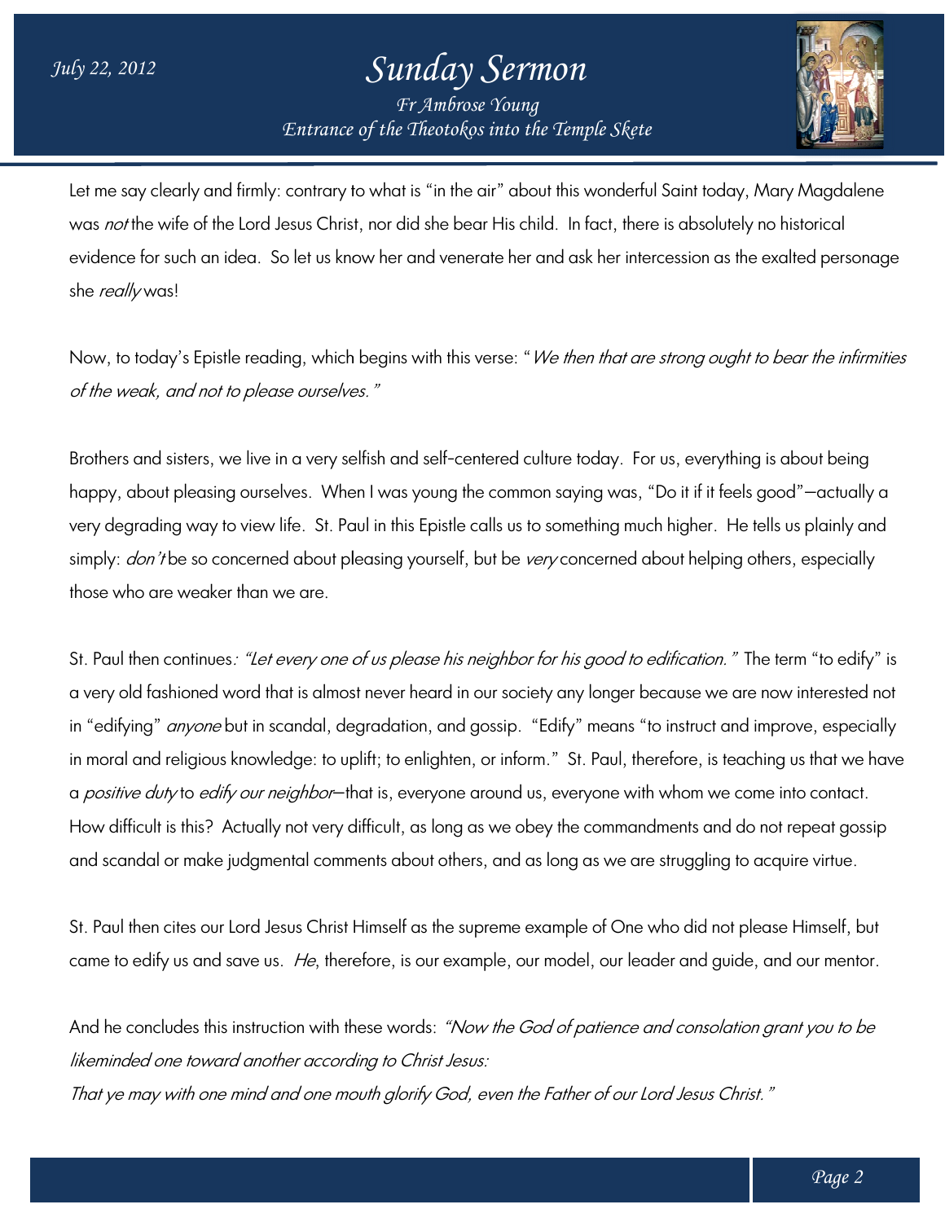Let me say clearly and firmly: contrary to what is "in the air" about this wonderful Saint today, Mary Magdalene was *not* the wife of the Lord Jesus Christ, nor did she bear His child. In fact, there is absolutely no historical evidence for such an idea. So let us know her and venerate her and ask her intercession as the exalted personage she *really* was!

Now, to today's Epistle reading, which begins with this verse: "*We then that are strong ought to bear the infirmities of the weak, and not to please ourselves.*"

Brothers and sisters, we live in a very selfish and self-centered culture today. For us, everything is about being happy, about pleasing ourselves. When I was young the common saying was, "Do it if it feels good"—actually a very degrading way to view life. St. Paul in this Epistle calls us to something much higher. He tells us plainly and simply: *don't* be so concerned about pleasing yourself, but be *very* concerned about helping others, especially those who are weaker than we are.

St. Paul then continues: *"Let every one of us please his neighbor for his good to edification."* The term "to edify" is a very old fashioned word that is almost never heard in our society any longer because we are now interested not in "edifying" *anyone* but in scandal, degradation, and gossip. "Edify" means "to instruct and improve, especially in moral and religious knowledge: to uplift; to enlighten, or inform." St. Paul, therefore, is teaching us that we have a *positive duty* to *edify our neighbor*—that is, everyone around us, everyone with whom we come into contact. How difficult is this? Actually not very difficult, as long as we obey the commandments and do not repeat gossip and scandal or make judgmental comments about others, and as long as we are struggling to acquire virtue.

St. Paul then cites our Lord Jesus Christ Himself as the supreme example of One who did not please Himself, but came to edify us and save us. *He*, therefore, is our example, our model, our leader and guide, and our mentor.

And he concludes this instruction with these words: *"Now the God of patience and consolation grant you to be likeminded one toward another according to Christ Jesus:*
*That ye may with one mind and one mouth glorify God, even the Father of our Lord Jesus Christ."*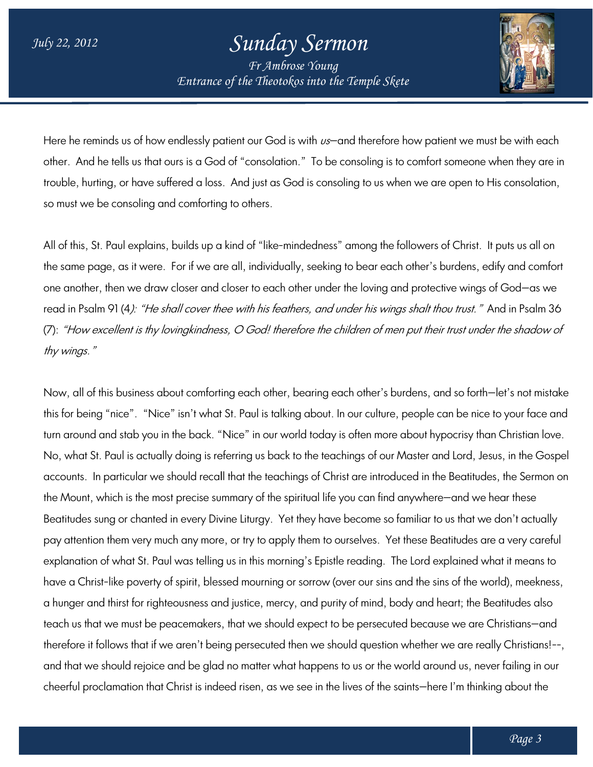Here he reminds us of how endlessly patient our God is with *us*—and therefore how patient we must be with each other. And he tells us that ours is a God of "consolation." To be consoling is to comfort someone when they are in trouble, hurting, or have suffered a loss. And just as God is consoling to us when we are open to His consolation, so must we be consoling and comforting to others.

All of this, St. Paul explains, builds up a kind of "like-mindedness" among the followers of Christ. It puts us all on the same page, as it were. For if we are all, individually, seeking to bear each other's burdens, edify and comfort one another, then we draw closer and closer to each other under the loving and protective wings of God—as we read in Psalm 91 (4*): "He shall cover thee with his feathers, and under his wings shalt thou trust."* And in Psalm 36 (7): *"How excellent is thy lovingkindness, O God! therefore the children of men put their trust under the shadow of thy wings."*

Now, all of this business about comforting each other, bearing each other's burdens, and so forth—let's not mistake this for being "nice". "Nice" isn't what St. Paul is talking about. In our culture, people can be nice to your face and turn around and stab you in the back. "Nice" in our world today is often more about hypocrisy than Christian love. No, what St. Paul is actually doing is referring us back to the teachings of our Master and Lord, Jesus, in the Gospel accounts. In particular we should recall that the teachings of Christ are introduced in the Beatitudes, the Sermon on the Mount, which is the most precise summary of the spiritual life you can find anywhere—and we hear these Beatitudes sung or chanted in every Divine Liturgy. Yet they have become so familiar to us that we don't actually pay attention them very much any more, or try to apply them to ourselves. Yet these Beatitudes are a very careful explanation of what St. Paul was telling us in this morning's Epistle reading. The Lord explained what it means to have a Christ-like poverty of spirit, blessed mourning or sorrow (over our sins and the sins of the world), meekness, a hunger and thirst for righteousness and justice, mercy, and purity of mind, body and heart; the Beatitudes also teach us that we must be peacemakers, that we should expect to be persecuted because we are Christians—and therefore it follows that if we aren't being persecuted then we should question whether we are really Christians!--, and that we should rejoice and be glad no matter what happens to us or the world around us, never failing in our cheerful proclamation that Christ is indeed risen, as we see in the lives of the saints—here I'm thinking about the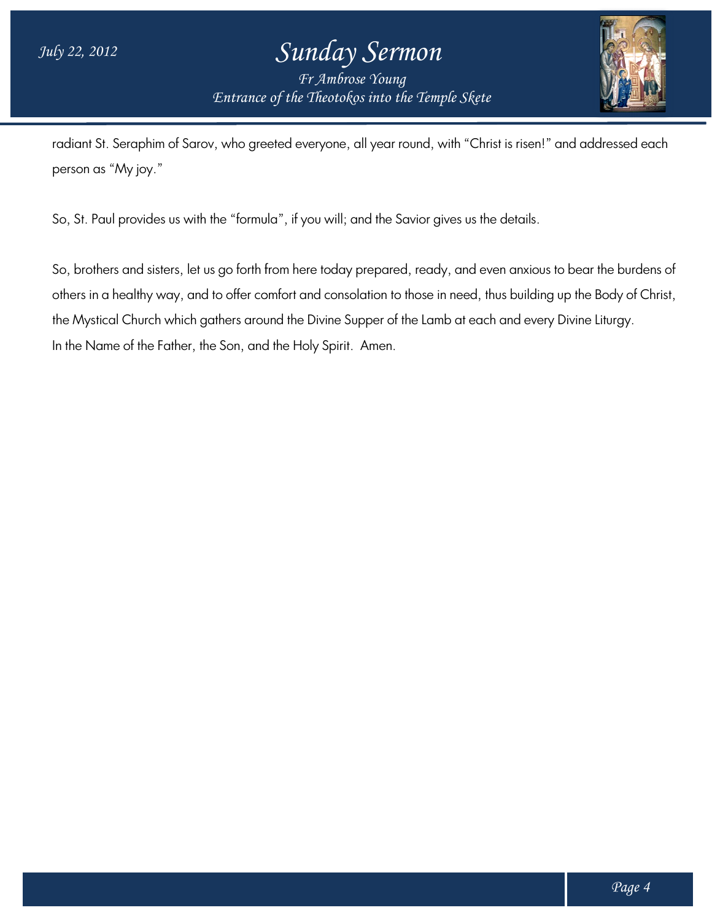radiant St. Seraphim of Sarov, who greeted everyone, all year round, with “Christ is risen!” and addressed each person as “My joy.”

So, St. Paul provides us with the “formula”, if you will; and the Savior gives us the details.

So, brothers and sisters, let us go forth from here today prepared, ready, and even anxious to bear the burdens of others in a healthy way, and to offer comfort and consolation to those in need, thus building up the Body of Christ, the Mystical Church which gathers around the Divine Supper of the Lamb at each and every Divine Liturgy.
In the Name of the Father, the Son, and the Holy Spirit. Amen.